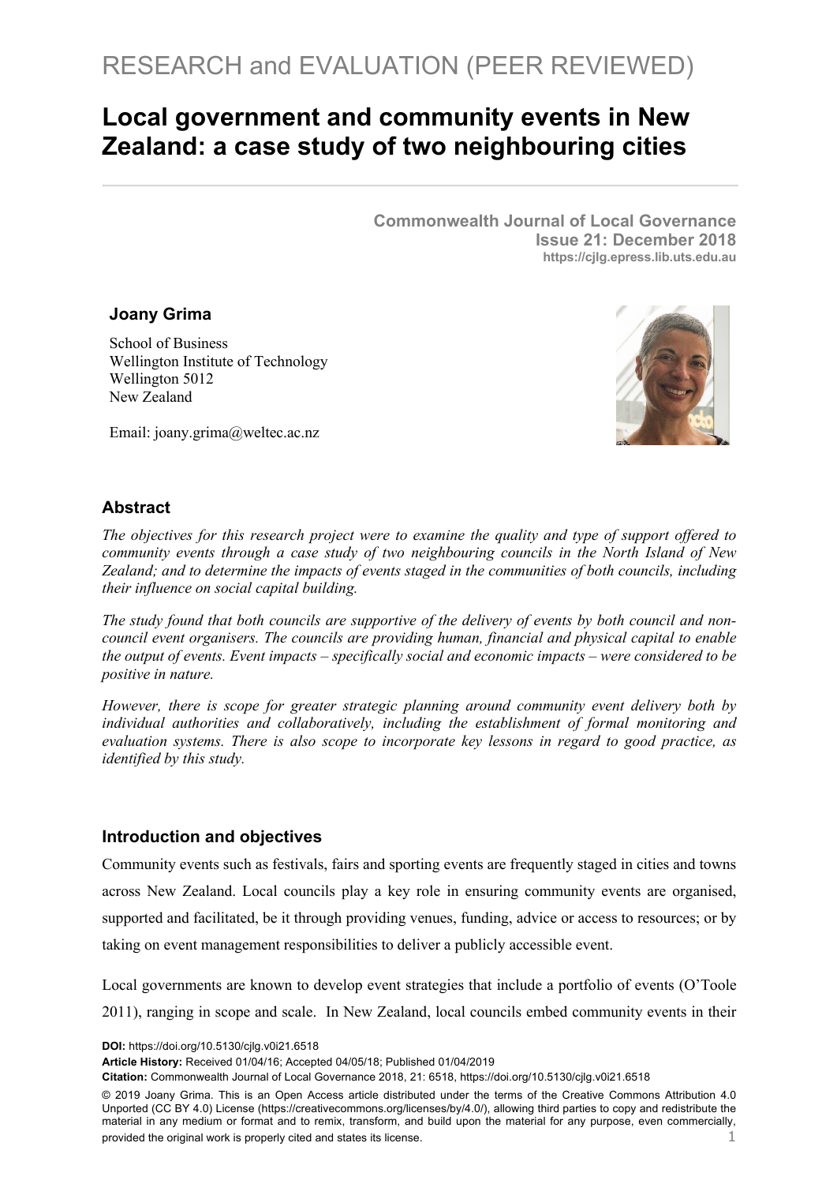RESEARCH and EVALUATION (PEER REVIEWED)

# Local government and community events in New Zealand: a case study of two neighbouring cities

**Commonwealth Journal of Local Governance**
**Issue 21: December 2018**
**https://cjlg.epress.lib.uts.edu.au**

**Joany Grima**

School of Business
Wellington Institute of Technology
Wellington 5012
New Zealand

Email: joany.grima@weltec.ac.nz

## Abstract

*The objectives for this research project were to examine the quality and type of support offered to community events through a case study of two neighbouring councils in the North Island of New Zealand; and to determine the impacts of events staged in the communities of both councils, including their influence on social capital building.*

*The study found that both councils are supportive of the delivery of events by both council and non-council event organisers. The councils are providing human, financial and physical capital to enable the output of events. Event impacts – specifically social and economic impacts – were considered to be positive in nature.*

*However, there is scope for greater strategic planning around community event delivery both by individual authorities and collaboratively, including the establishment of formal monitoring and evaluation systems. There is also scope to incorporate key lessons in regard to good practice, as identified by this study.*

## Introduction and objectives

Community events such as festivals, fairs and sporting events are frequently staged in cities and towns across New Zealand. Local councils play a key role in ensuring community events are organised, supported and facilitated, be it through providing venues, funding, advice or access to resources; or by taking on event management responsibilities to deliver a publicly accessible event.

Local governments are known to develop event strategies that include a portfolio of events (O'Toole 2011), ranging in scope and scale. In New Zealand, local councils embed community events in their

**DOI:** https://doi.org/10.5130/cjlg.v0i21.6518
**Article History:** Received 01/04/16; Accepted 04/05/18; Published 01/04/2019
**Citation:** Commonwealth Journal of Local Governance 2018, 21: 6518, https://doi.org/10.5130/cjlg.v0i21.6518

© 2019 Joany Grima. This is an Open Access article distributed under the terms of the Creative Commons Attribution 4.0 Unported (CC BY 4.0) License (https://creativecommons.org/licenses/by/4.0/), allowing third parties to copy and redistribute the material in any medium or format and to remix, transform, and build upon the material for any purpose, even commercially, provided the original work is properly cited and states its license.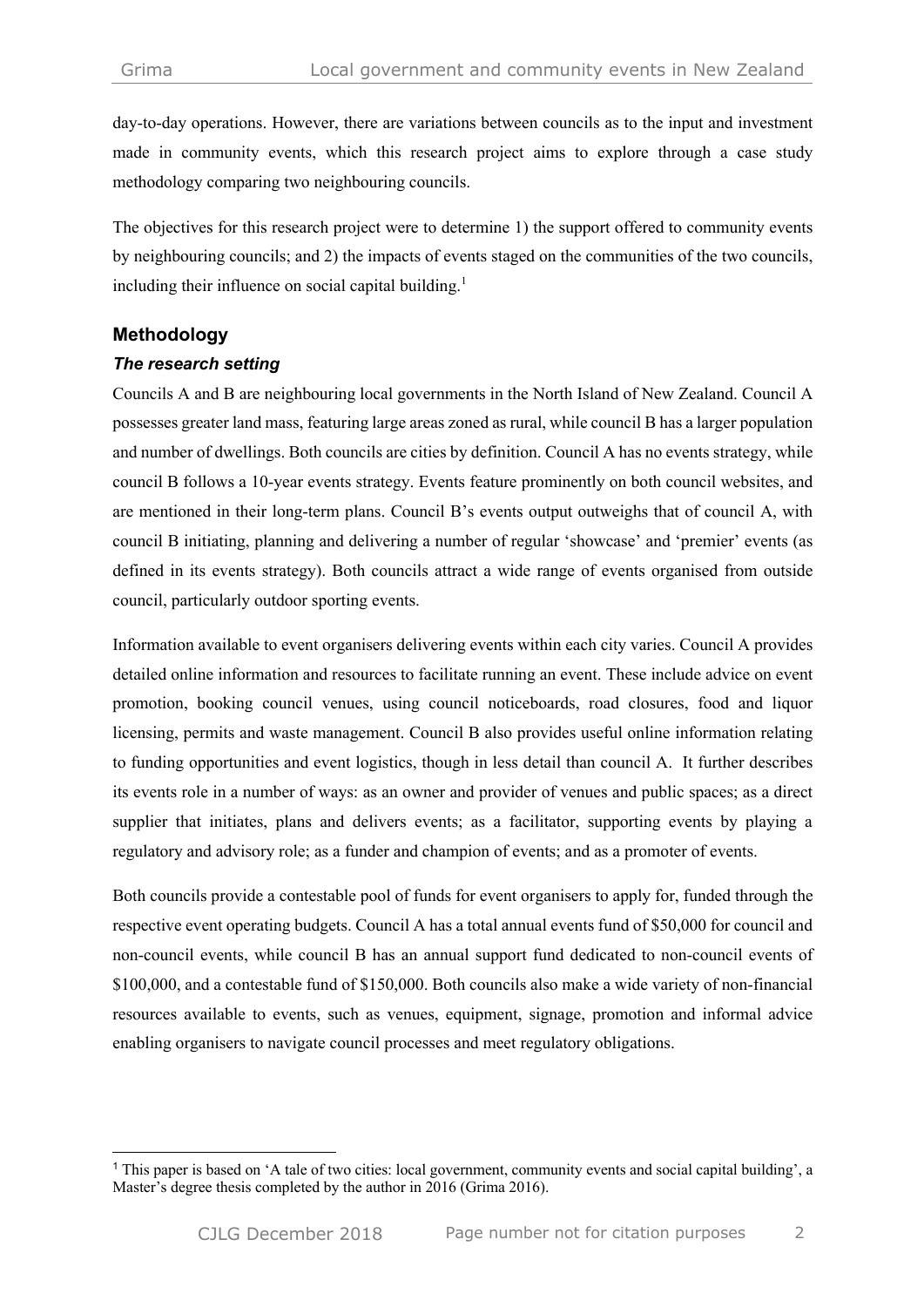day-to-day operations. However, there are variations between councils as to the input and investment made in community events, which this research project aims to explore through a case study methodology comparing two neighbouring councils.

The objectives for this research project were to determine 1) the support offered to community events by neighbouring councils; and 2) the impacts of events staged on the communities of the two councils, including their influence on social capital building.[1]

## Methodology

### *The research setting*

Councils A and B are neighbouring local governments in the North Island of New Zealand. Council A possesses greater land mass, featuring large areas zoned as rural, while council B has a larger population and number of dwellings. Both councils are cities by definition. Council A has no events strategy, while council B follows a 10-year events strategy. Events feature prominently on both council websites, and are mentioned in their long-term plans. Council B's events output outweighs that of council A, with council B initiating, planning and delivering a number of regular 'showcase' and 'premier' events (as defined in its events strategy). Both councils attract a wide range of events organised from outside council, particularly outdoor sporting events.

Information available to event organisers delivering events within each city varies. Council A provides detailed online information and resources to facilitate running an event. These include advice on event promotion, booking council venues, using council noticeboards, road closures, food and liquor licensing, permits and waste management. Council B also provides useful online information relating to funding opportunities and event logistics, though in less detail than council A. It further describes its events role in a number of ways: as an owner and provider of venues and public spaces; as a direct supplier that initiates, plans and delivers events; as a facilitator, supporting events by playing a regulatory and advisory role; as a funder and champion of events; and as a promoter of events.

Both councils provide a contestable pool of funds for event organisers to apply for, funded through the respective event operating budgets. Council A has a total annual events fund of $50,000 for council and non-council events, while council B has an annual support fund dedicated to non-council events of $100,000, and a contestable fund of $150,000. Both councils also make a wide variety of non-financial resources available to events, such as venues, equipment, signage, promotion and informal advice enabling organisers to navigate council processes and meet regulatory obligations.

---

[1] This paper is based on 'A tale of two cities: local government, community events and social capital building', a Master's degree thesis completed by the author in 2016 (Grima 2016).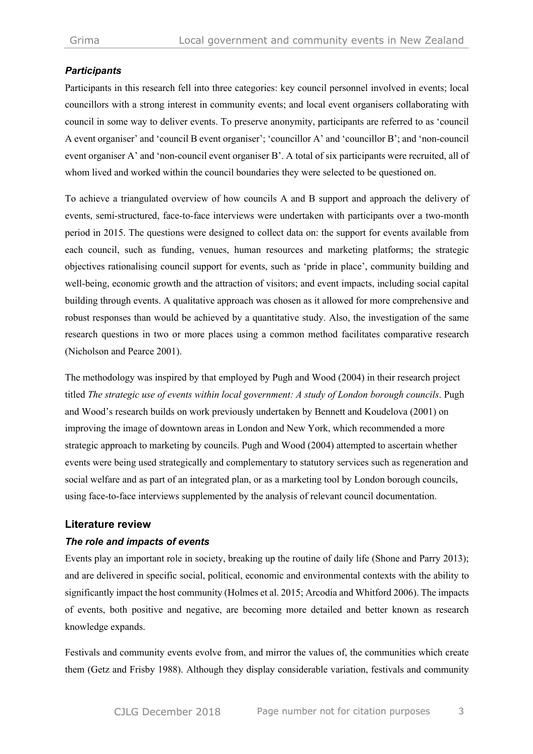### *Participants*

Participants in this research fell into three categories: key council personnel involved in events; local councillors with a strong interest in community events; and local event organisers collaborating with council in some way to deliver events. To preserve anonymity, participants are referred to as 'council A event organiser' and 'council B event organiser'; 'councillor A' and 'councillor B'; and 'non-council event organiser A' and 'non-council event organiser B'. A total of six participants were recruited, all of whom lived and worked within the council boundaries they were selected to be questioned on.

To achieve a triangulated overview of how councils A and B support and approach the delivery of events, semi-structured, face-to-face interviews were undertaken with participants over a two-month period in 2015. The questions were designed to collect data on: the support for events available from each council, such as funding, venues, human resources and marketing platforms; the strategic objectives rationalising council support for events, such as 'pride in place', community building and well-being, economic growth and the attraction of visitors; and event impacts, including social capital building through events. A qualitative approach was chosen as it allowed for more comprehensive and robust responses than would be achieved by a quantitative study. Also, the investigation of the same research questions in two or more places using a common method facilitates comparative research (Nicholson and Pearce 2001).

The methodology was inspired by that employed by Pugh and Wood (2004) in their research project titled *The strategic use of events within local government: A study of London borough councils*. Pugh and Wood's research builds on work previously undertaken by Bennett and Koudelova (2001) on improving the image of downtown areas in London and New York, which recommended a more strategic approach to marketing by councils. Pugh and Wood (2004) attempted to ascertain whether events were being used strategically and complementary to statutory services such as regeneration and social welfare and as part of an integrated plan, or as a marketing tool by London borough councils, using face-to-face interviews supplemented by the analysis of relevant council documentation.

## Literature review

### *The role and impacts of events*

Events play an important role in society, breaking up the routine of daily life (Shone and Parry 2013); and are delivered in specific social, political, economic and environmental contexts with the ability to significantly impact the host community (Holmes et al. 2015; Arcodia and Whitford 2006). The impacts of events, both positive and negative, are becoming more detailed and better known as research knowledge expands.

Festivals and community events evolve from, and mirror the values of, the communities which create them (Getz and Frisby 1988). Although they display considerable variation, festivals and community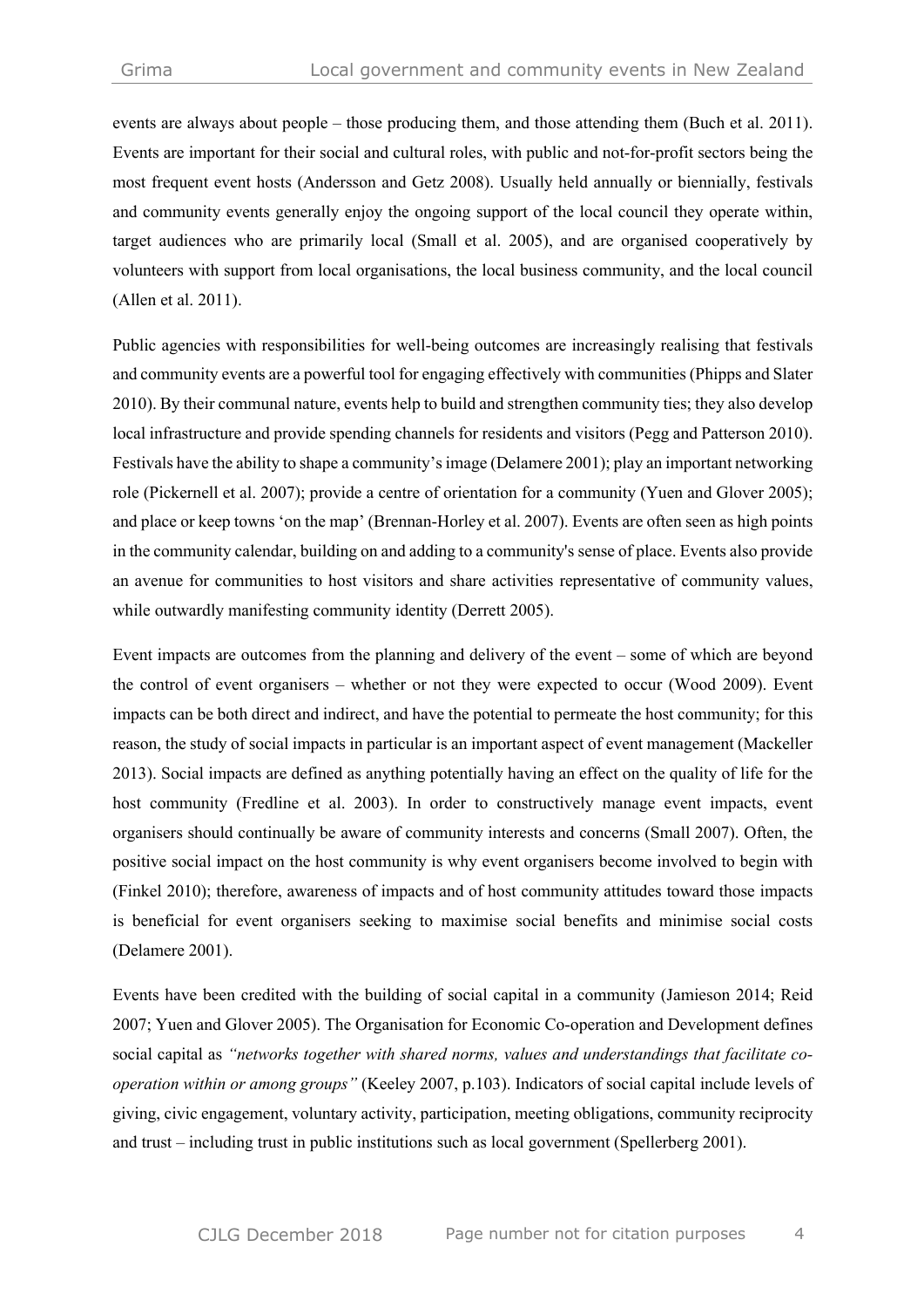events are always about people – those producing them, and those attending them (Buch et al. 2011). Events are important for their social and cultural roles, with public and not-for-profit sectors being the most frequent event hosts (Andersson and Getz 2008). Usually held annually or biennially, festivals and community events generally enjoy the ongoing support of the local council they operate within, target audiences who are primarily local (Small et al. 2005), and are organised cooperatively by volunteers with support from local organisations, the local business community, and the local council (Allen et al. 2011).

Public agencies with responsibilities for well-being outcomes are increasingly realising that festivals and community events are a powerful tool for engaging effectively with communities (Phipps and Slater 2010). By their communal nature, events help to build and strengthen community ties; they also develop local infrastructure and provide spending channels for residents and visitors (Pegg and Patterson 2010). Festivals have the ability to shape a community's image (Delamere 2001); play an important networking role (Pickernell et al. 2007); provide a centre of orientation for a community (Yuen and Glover 2005); and place or keep towns 'on the map' (Brennan-Horley et al. 2007). Events are often seen as high points in the community calendar, building on and adding to a community's sense of place. Events also provide an avenue for communities to host visitors and share activities representative of community values, while outwardly manifesting community identity (Derrett 2005).

Event impacts are outcomes from the planning and delivery of the event – some of which are beyond the control of event organisers – whether or not they were expected to occur (Wood 2009). Event impacts can be both direct and indirect, and have the potential to permeate the host community; for this reason, the study of social impacts in particular is an important aspect of event management (Mackeller 2013). Social impacts are defined as anything potentially having an effect on the quality of life for the host community (Fredline et al. 2003). In order to constructively manage event impacts, event organisers should continually be aware of community interests and concerns (Small 2007). Often, the positive social impact on the host community is why event organisers become involved to begin with (Finkel 2010); therefore, awareness of impacts and of host community attitudes toward those impacts is beneficial for event organisers seeking to maximise social benefits and minimise social costs (Delamere 2001).

Events have been credited with the building of social capital in a community (Jamieson 2014; Reid 2007; Yuen and Glover 2005). The Organisation for Economic Co-operation and Development defines social capital as *"networks together with shared norms, values and understandings that facilitate co-operation within or among groups"* (Keeley 2007, p.103). Indicators of social capital include levels of giving, civic engagement, voluntary activity, participation, meeting obligations, community reciprocity and trust – including trust in public institutions such as local government (Spellerberg 2001).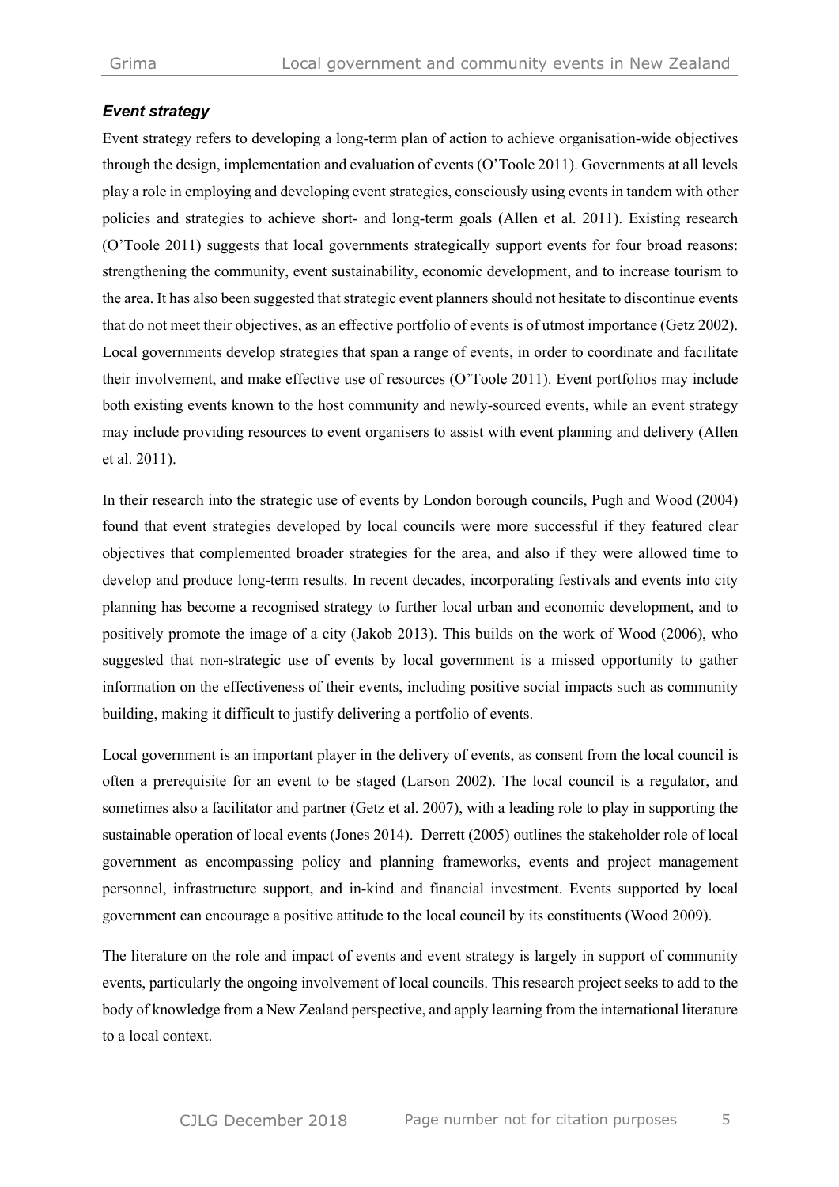### *Event strategy*

Event strategy refers to developing a long-term plan of action to achieve organisation-wide objectives through the design, implementation and evaluation of events (O'Toole 2011). Governments at all levels play a role in employing and developing event strategies, consciously using events in tandem with other policies and strategies to achieve short- and long-term goals (Allen et al. 2011). Existing research (O'Toole 2011) suggests that local governments strategically support events for four broad reasons: strengthening the community, event sustainability, economic development, and to increase tourism to the area. It has also been suggested that strategic event planners should not hesitate to discontinue events that do not meet their objectives, as an effective portfolio of events is of utmost importance (Getz 2002). Local governments develop strategies that span a range of events, in order to coordinate and facilitate their involvement, and make effective use of resources (O'Toole 2011). Event portfolios may include both existing events known to the host community and newly-sourced events, while an event strategy may include providing resources to event organisers to assist with event planning and delivery (Allen et al. 2011).

In their research into the strategic use of events by London borough councils, Pugh and Wood (2004) found that event strategies developed by local councils were more successful if they featured clear objectives that complemented broader strategies for the area, and also if they were allowed time to develop and produce long-term results. In recent decades, incorporating festivals and events into city planning has become a recognised strategy to further local urban and economic development, and to positively promote the image of a city (Jakob 2013). This builds on the work of Wood (2006), who suggested that non-strategic use of events by local government is a missed opportunity to gather information on the effectiveness of their events, including positive social impacts such as community building, making it difficult to justify delivering a portfolio of events.

Local government is an important player in the delivery of events, as consent from the local council is often a prerequisite for an event to be staged (Larson 2002). The local council is a regulator, and sometimes also a facilitator and partner (Getz et al. 2007), with a leading role to play in supporting the sustainable operation of local events (Jones 2014). Derrett (2005) outlines the stakeholder role of local government as encompassing policy and planning frameworks, events and project management personnel, infrastructure support, and in-kind and financial investment. Events supported by local government can encourage a positive attitude to the local council by its constituents (Wood 2009).

The literature on the role and impact of events and event strategy is largely in support of community events, particularly the ongoing involvement of local councils. This research project seeks to add to the body of knowledge from a New Zealand perspective, and apply learning from the international literature to a local context.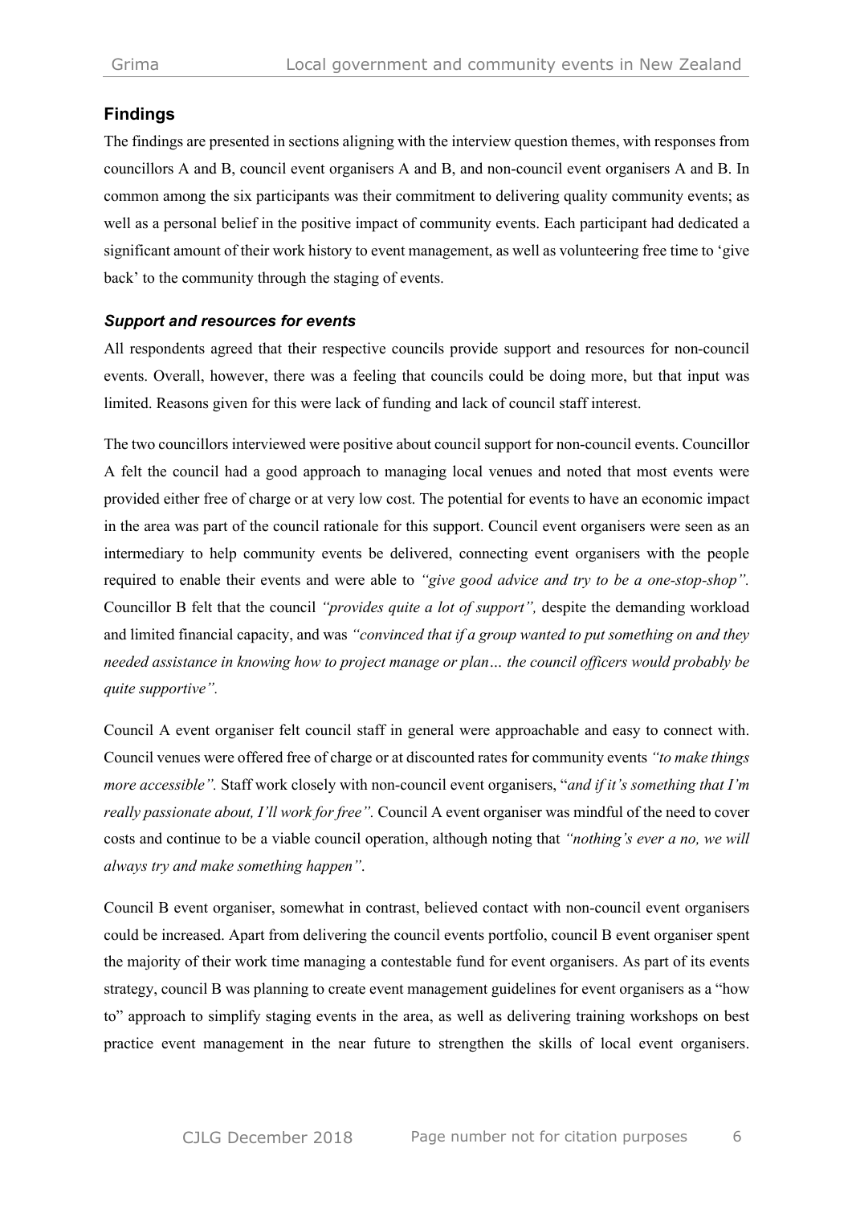## Findings

The findings are presented in sections aligning with the interview question themes, with responses from councillors A and B, council event organisers A and B, and non-council event organisers A and B. In common among the six participants was their commitment to delivering quality community events; as well as a personal belief in the positive impact of community events. Each participant had dedicated a significant amount of their work history to event management, as well as volunteering free time to 'give back' to the community through the staging of events.

### *Support and resources for events*

All respondents agreed that their respective councils provide support and resources for non-council events. Overall, however, there was a feeling that councils could be doing more, but that input was limited. Reasons given for this were lack of funding and lack of council staff interest.

The two councillors interviewed were positive about council support for non-council events. Councillor A felt the council had a good approach to managing local venues and noted that most events were provided either free of charge or at very low cost. The potential for events to have an economic impact in the area was part of the council rationale for this support. Council event organisers were seen as an intermediary to help community events be delivered, connecting event organisers with the people required to enable their events and were able to *"give good advice and try to be a one-stop-shop".* Councillor B felt that the council *"provides quite a lot of support",* despite the demanding workload and limited financial capacity, and was *"convinced that if a group wanted to put something on and they needed assistance in knowing how to project manage or plan… the council officers would probably be quite supportive".*

Council A event organiser felt council staff in general were approachable and easy to connect with. Council venues were offered free of charge or at discounted rates for community events *"to make things more accessible".* Staff work closely with non-council event organisers, "*and if it's something that I'm really passionate about, I'll work for free".* Council A event organiser was mindful of the need to cover costs and continue to be a viable council operation, although noting that *"nothing's ever a no, we will always try and make something happen"*.

Council B event organiser, somewhat in contrast, believed contact with non-council event organisers could be increased. Apart from delivering the council events portfolio, council B event organiser spent the majority of their work time managing a contestable fund for event organisers. As part of its events strategy, council B was planning to create event management guidelines for event organisers as a "how to" approach to simplify staging events in the area, as well as delivering training workshops on best practice event management in the near future to strengthen the skills of local event organisers.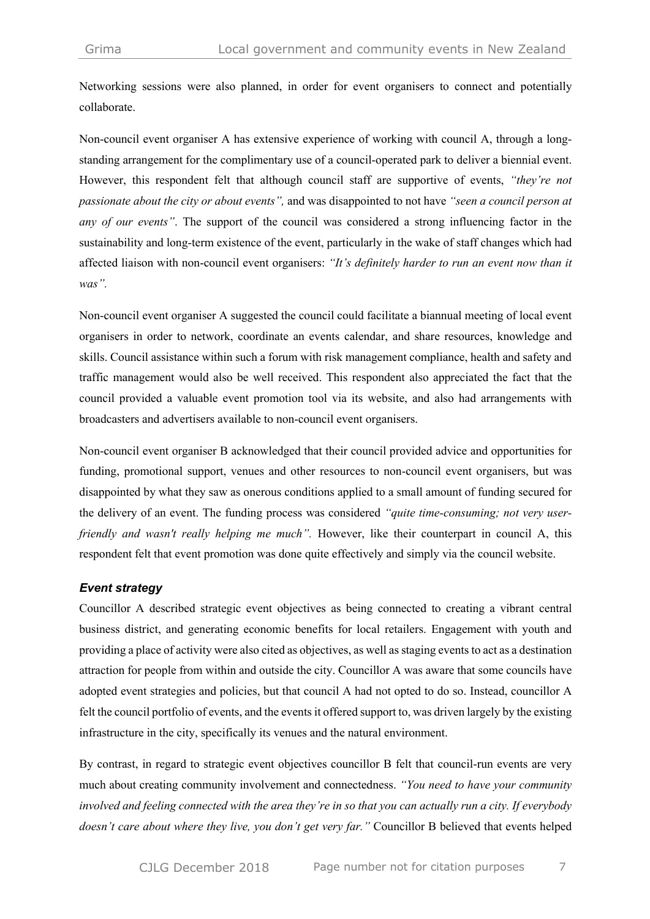Networking sessions were also planned, in order for event organisers to connect and potentially collaborate.

Non-council event organiser A has extensive experience of working with council A, through a long-standing arrangement for the complimentary use of a council-operated park to deliver a biennial event. However, this respondent felt that although council staff are supportive of events, *"they're not passionate about the city or about events",* and was disappointed to not have *"seen a council person at any of our events"*. The support of the council was considered a strong influencing factor in the sustainability and long-term existence of the event, particularly in the wake of staff changes which had affected liaison with non-council event organisers: *"It's definitely harder to run an event now than it was".*

Non-council event organiser A suggested the council could facilitate a biannual meeting of local event organisers in order to network, coordinate an events calendar, and share resources, knowledge and skills. Council assistance within such a forum with risk management compliance, health and safety and traffic management would also be well received. This respondent also appreciated the fact that the council provided a valuable event promotion tool via its website, and also had arrangements with broadcasters and advertisers available to non-council event organisers.

Non-council event organiser B acknowledged that their council provided advice and opportunities for funding, promotional support, venues and other resources to non-council event organisers, but was disappointed by what they saw as onerous conditions applied to a small amount of funding secured for the delivery of an event. The funding process was considered *"quite time-consuming; not very user-friendly and wasn't really helping me much".* However, like their counterpart in council A, this respondent felt that event promotion was done quite effectively and simply via the council website.

### *Event strategy*

Councillor A described strategic event objectives as being connected to creating a vibrant central business district, and generating economic benefits for local retailers. Engagement with youth and providing a place of activity were also cited as objectives, as well as staging events to act as a destination attraction for people from within and outside the city. Councillor A was aware that some councils have adopted event strategies and policies, but that council A had not opted to do so. Instead, councillor A felt the council portfolio of events, and the events it offered support to, was driven largely by the existing infrastructure in the city, specifically its venues and the natural environment.

By contrast, in regard to strategic event objectives councillor B felt that council-run events are very much about creating community involvement and connectedness. *"You need to have your community involved and feeling connected with the area they're in so that you can actually run a city. If everybody doesn't care about where they live, you don't get very far."* Councillor B believed that events helped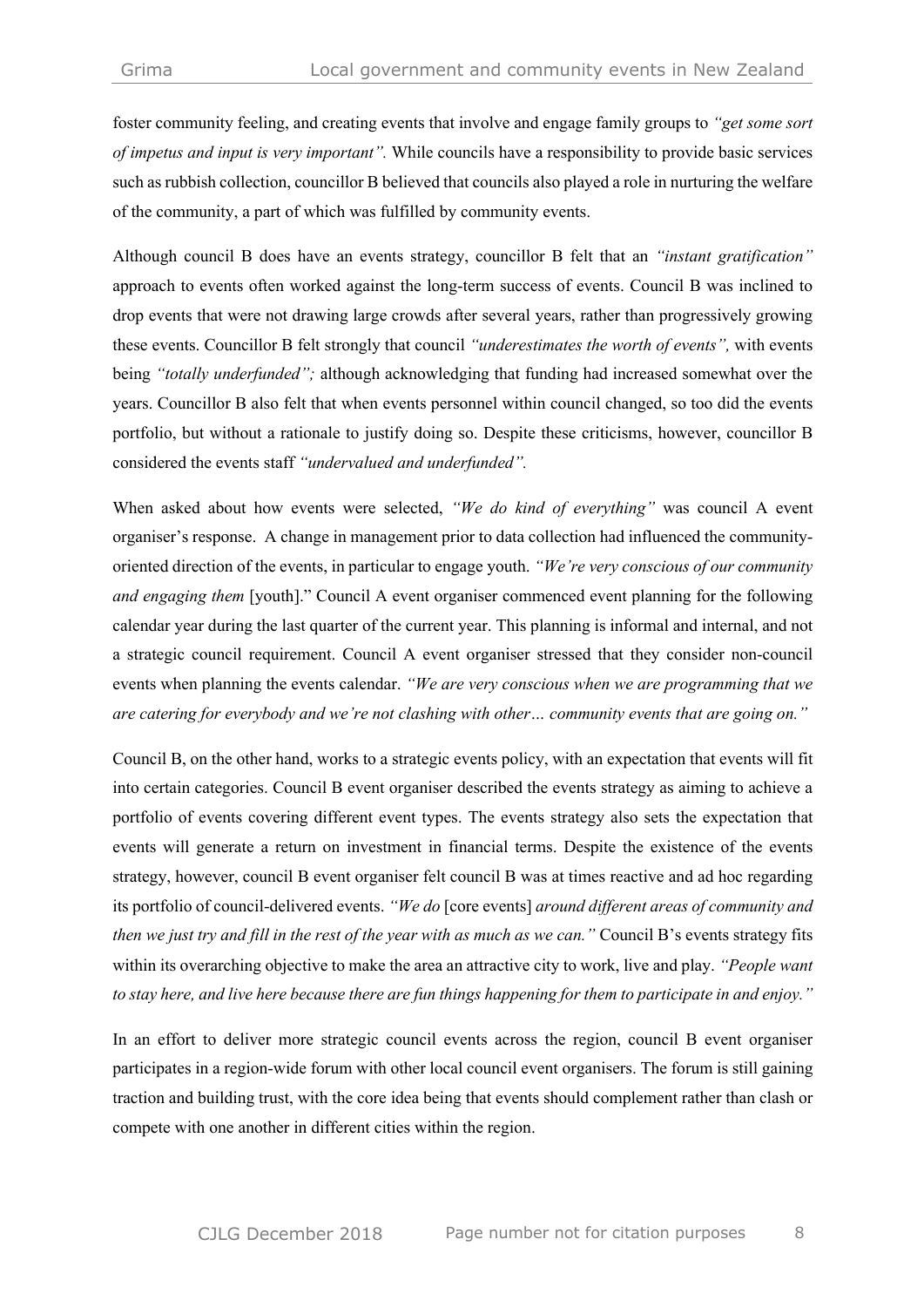foster community feeling, and creating events that involve and engage family groups to *"get some sort of impetus and input is very important".* While councils have a responsibility to provide basic services such as rubbish collection, councillor B believed that councils also played a role in nurturing the welfare of the community, a part of which was fulfilled by community events.

Although council B does have an events strategy, councillor B felt that an *"instant gratification"* approach to events often worked against the long-term success of events. Council B was inclined to drop events that were not drawing large crowds after several years, rather than progressively growing these events. Councillor B felt strongly that council *"underestimates the worth of events",* with events being *"totally underfunded";* although acknowledging that funding had increased somewhat over the years. Councillor B also felt that when events personnel within council changed, so too did the events portfolio, but without a rationale to justify doing so. Despite these criticisms, however, councillor B considered the events staff *"undervalued and underfunded".*

When asked about how events were selected, *"We do kind of everything"* was council A event organiser's response. A change in management prior to data collection had influenced the community-oriented direction of the events, in particular to engage youth. *"We're very conscious of our community and engaging them* [youth]." Council A event organiser commenced event planning for the following calendar year during the last quarter of the current year. This planning is informal and internal, and not a strategic council requirement. Council A event organiser stressed that they consider non-council events when planning the events calendar. *"We are very conscious when we are programming that we are catering for everybody and we're not clashing with other… community events that are going on."*

Council B, on the other hand, works to a strategic events policy, with an expectation that events will fit into certain categories. Council B event organiser described the events strategy as aiming to achieve a portfolio of events covering different event types. The events strategy also sets the expectation that events will generate a return on investment in financial terms. Despite the existence of the events strategy, however, council B event organiser felt council B was at times reactive and ad hoc regarding its portfolio of council-delivered events. *"We do* [core events] *around different areas of community and then we just try and fill in the rest of the year with as much as we can."* Council B's events strategy fits within its overarching objective to make the area an attractive city to work, live and play. *"People want to stay here, and live here because there are fun things happening for them to participate in and enjoy."*

In an effort to deliver more strategic council events across the region, council B event organiser participates in a region-wide forum with other local council event organisers. The forum is still gaining traction and building trust, with the core idea being that events should complement rather than clash or compete with one another in different cities within the region.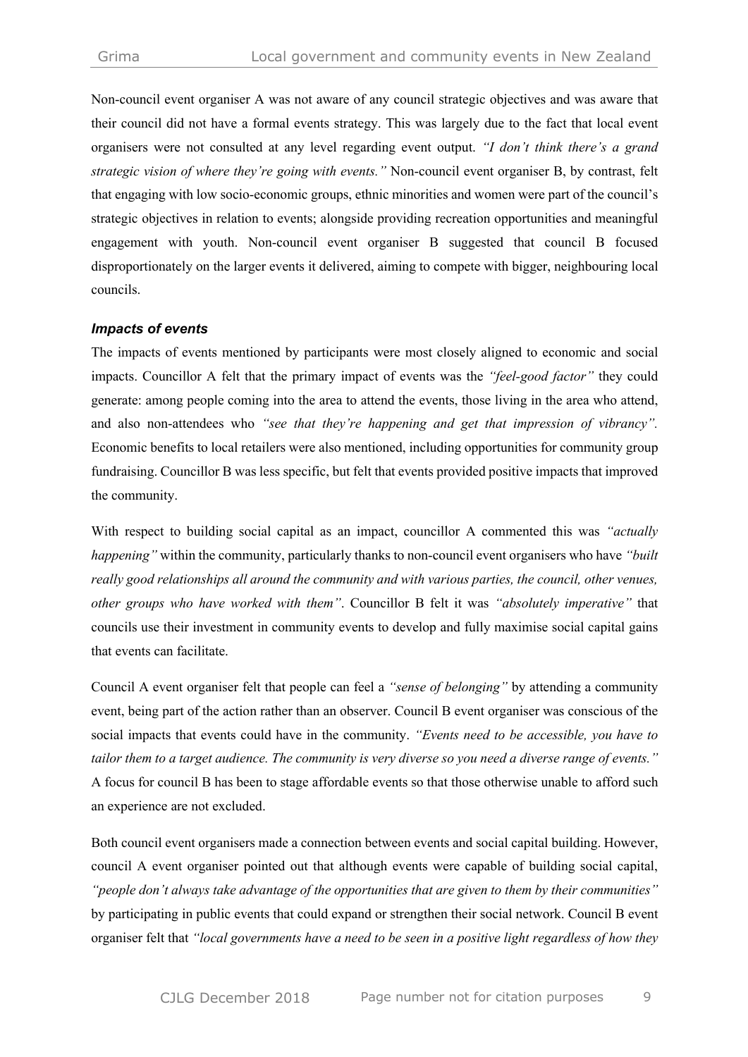Non-council event organiser A was not aware of any council strategic objectives and was aware that their council did not have a formal events strategy. This was largely due to the fact that local event organisers were not consulted at any level regarding event output. *"I don't think there's a grand strategic vision of where they're going with events."* Non-council event organiser B, by contrast, felt that engaging with low socio-economic groups, ethnic minorities and women were part of the council's strategic objectives in relation to events; alongside providing recreation opportunities and meaningful engagement with youth. Non-council event organiser B suggested that council B focused disproportionately on the larger events it delivered, aiming to compete with bigger, neighbouring local councils.

### *Impacts of events*

The impacts of events mentioned by participants were most closely aligned to economic and social impacts. Councillor A felt that the primary impact of events was the *"feel-good factor"* they could generate: among people coming into the area to attend the events, those living in the area who attend, and also non-attendees who *"see that they're happening and get that impression of vibrancy".* Economic benefits to local retailers were also mentioned, including opportunities for community group fundraising. Councillor B was less specific, but felt that events provided positive impacts that improved the community.

With respect to building social capital as an impact, councillor A commented this was *"actually happening"* within the community, particularly thanks to non-council event organisers who have *"built really good relationships all around the community and with various parties, the council, other venues, other groups who have worked with them"*. Councillor B felt it was *"absolutely imperative"* that councils use their investment in community events to develop and fully maximise social capital gains that events can facilitate.

Council A event organiser felt that people can feel a *"sense of belonging"* by attending a community event, being part of the action rather than an observer. Council B event organiser was conscious of the social impacts that events could have in the community. *"Events need to be accessible, you have to tailor them to a target audience. The community is very diverse so you need a diverse range of events."* A focus for council B has been to stage affordable events so that those otherwise unable to afford such an experience are not excluded.

Both council event organisers made a connection between events and social capital building. However, council A event organiser pointed out that although events were capable of building social capital, *"people don't always take advantage of the opportunities that are given to them by their communities"* by participating in public events that could expand or strengthen their social network. Council B event organiser felt that *"local governments have a need to be seen in a positive light regardless of how they*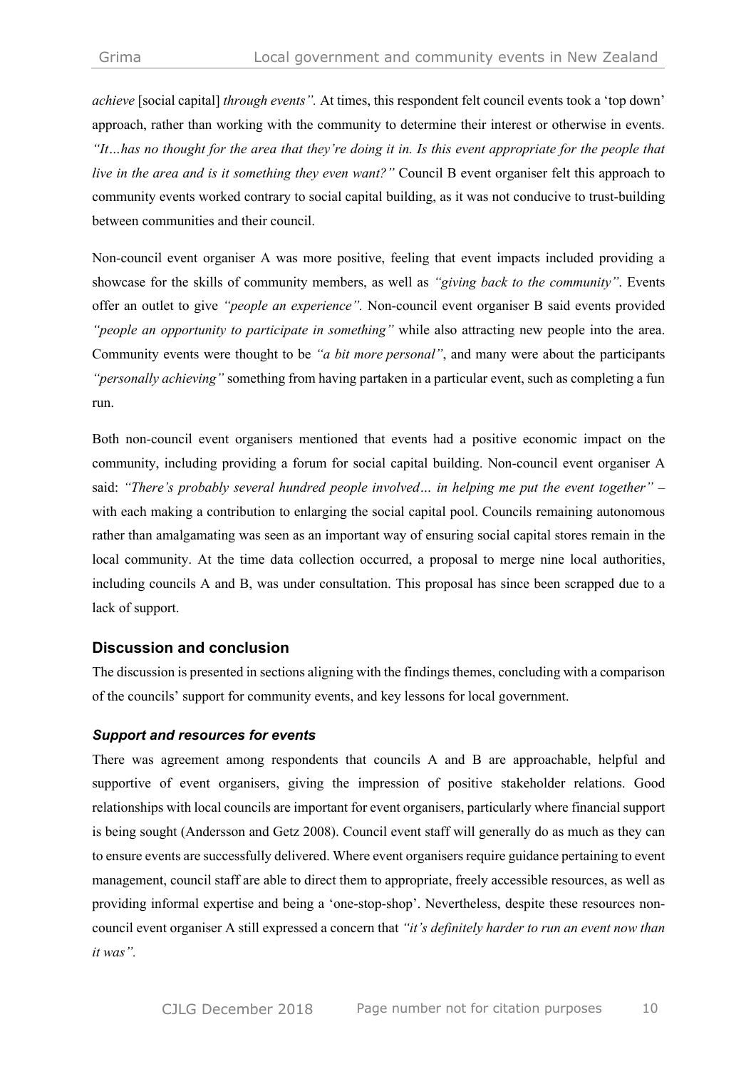*achieve* [social capital] *through events".* At times, this respondent felt council events took a 'top down' approach, rather than working with the community to determine their interest or otherwise in events. *"It…has no thought for the area that they're doing it in. Is this event appropriate for the people that live in the area and is it something they even want?"* Council B event organiser felt this approach to community events worked contrary to social capital building, as it was not conducive to trust-building between communities and their council.

Non-council event organiser A was more positive, feeling that event impacts included providing a showcase for the skills of community members, as well as *"giving back to the community"*. Events offer an outlet to give *"people an experience".* Non-council event organiser B said events provided *"people an opportunity to participate in something"* while also attracting new people into the area. Community events were thought to be *"a bit more personal"*, and many were about the participants *"personally achieving"* something from having partaken in a particular event, such as completing a fun run.

Both non-council event organisers mentioned that events had a positive economic impact on the community, including providing a forum for social capital building. Non-council event organiser A said: *"There's probably several hundred people involved… in helping me put the event together"* – with each making a contribution to enlarging the social capital pool. Councils remaining autonomous rather than amalgamating was seen as an important way of ensuring social capital stores remain in the local community. At the time data collection occurred, a proposal to merge nine local authorities, including councils A and B, was under consultation. This proposal has since been scrapped due to a lack of support.

## Discussion and conclusion

The discussion is presented in sections aligning with the findings themes, concluding with a comparison of the councils' support for community events, and key lessons for local government.

### *Support and resources for events*

There was agreement among respondents that councils A and B are approachable, helpful and supportive of event organisers, giving the impression of positive stakeholder relations. Good relationships with local councils are important for event organisers, particularly where financial support is being sought (Andersson and Getz 2008). Council event staff will generally do as much as they can to ensure events are successfully delivered. Where event organisers require guidance pertaining to event management, council staff are able to direct them to appropriate, freely accessible resources, as well as providing informal expertise and being a 'one-stop-shop'. Nevertheless, despite these resources non-council event organiser A still expressed a concern that *"it's definitely harder to run an event now than it was".*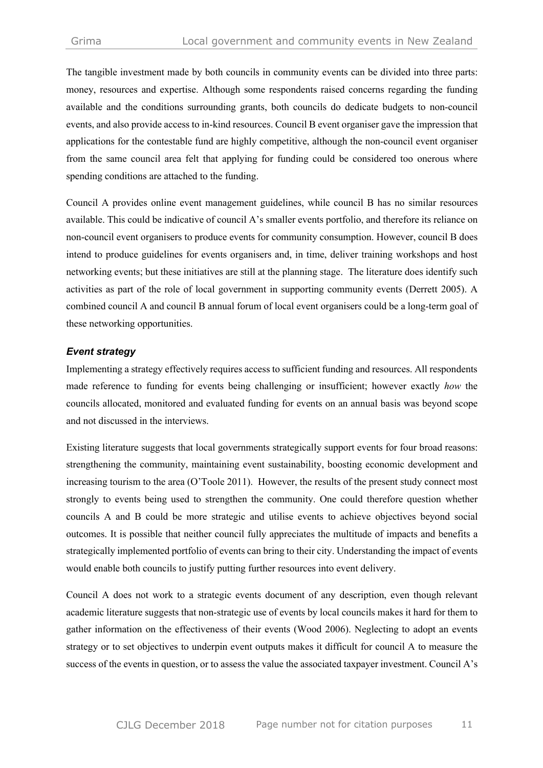The tangible investment made by both councils in community events can be divided into three parts: money, resources and expertise. Although some respondents raised concerns regarding the funding available and the conditions surrounding grants, both councils do dedicate budgets to non-council events, and also provide access to in-kind resources. Council B event organiser gave the impression that applications for the contestable fund are highly competitive, although the non-council event organiser from the same council area felt that applying for funding could be considered too onerous where spending conditions are attached to the funding.

Council A provides online event management guidelines, while council B has no similar resources available. This could be indicative of council A's smaller events portfolio, and therefore its reliance on non-council event organisers to produce events for community consumption. However, council B does intend to produce guidelines for events organisers and, in time, deliver training workshops and host networking events; but these initiatives are still at the planning stage. The literature does identify such activities as part of the role of local government in supporting community events (Derrett 2005). A combined council A and council B annual forum of local event organisers could be a long-term goal of these networking opportunities.

### *Event strategy*

Implementing a strategy effectively requires access to sufficient funding and resources. All respondents made reference to funding for events being challenging or insufficient; however exactly *how* the councils allocated, monitored and evaluated funding for events on an annual basis was beyond scope and not discussed in the interviews.

Existing literature suggests that local governments strategically support events for four broad reasons: strengthening the community, maintaining event sustainability, boosting economic development and increasing tourism to the area (O'Toole 2011). However, the results of the present study connect most strongly to events being used to strengthen the community. One could therefore question whether councils A and B could be more strategic and utilise events to achieve objectives beyond social outcomes. It is possible that neither council fully appreciates the multitude of impacts and benefits a strategically implemented portfolio of events can bring to their city. Understanding the impact of events would enable both councils to justify putting further resources into event delivery.

Council A does not work to a strategic events document of any description, even though relevant academic literature suggests that non-strategic use of events by local councils makes it hard for them to gather information on the effectiveness of their events (Wood 2006). Neglecting to adopt an events strategy or to set objectives to underpin event outputs makes it difficult for council A to measure the success of the events in question, or to assess the value the associated taxpayer investment. Council A's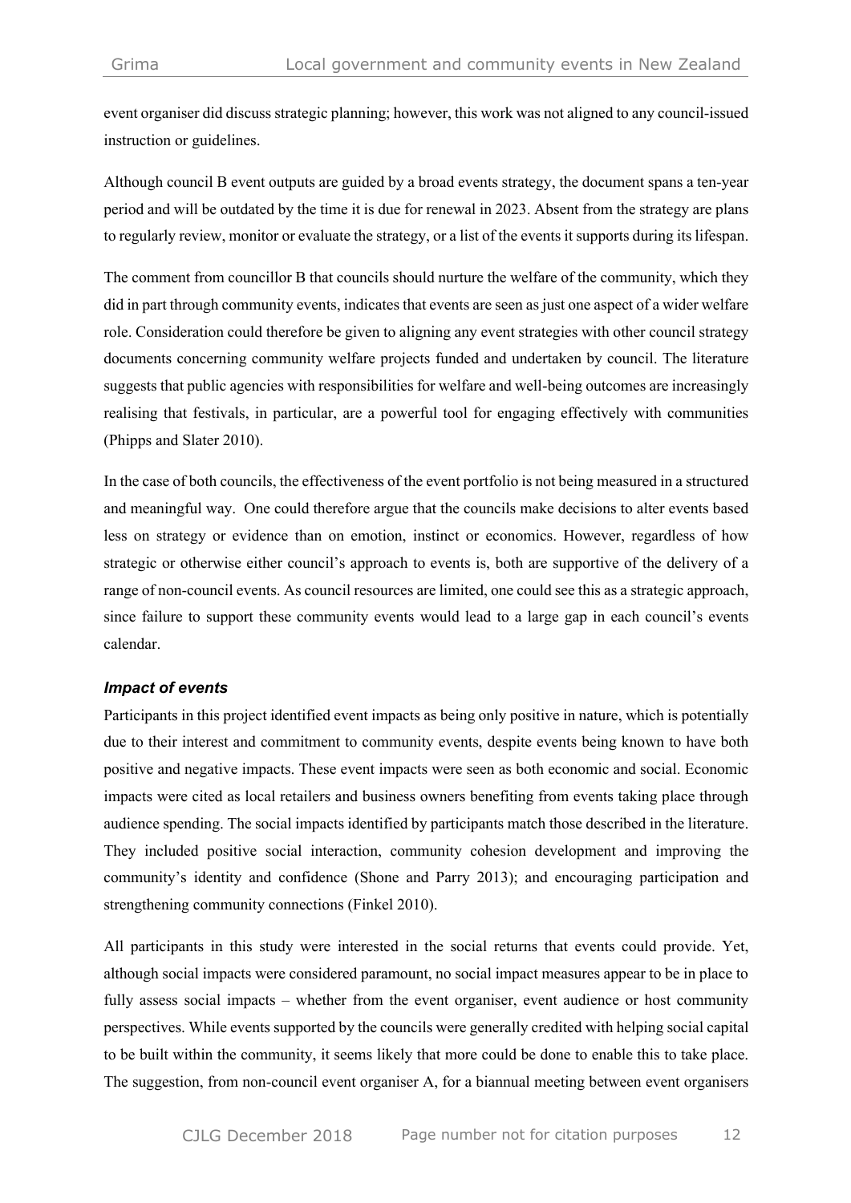event organiser did discuss strategic planning; however, this work was not aligned to any council-issued instruction or guidelines.

Although council B event outputs are guided by a broad events strategy, the document spans a ten-year period and will be outdated by the time it is due for renewal in 2023. Absent from the strategy are plans to regularly review, monitor or evaluate the strategy, or a list of the events it supports during its lifespan.

The comment from councillor B that councils should nurture the welfare of the community, which they did in part through community events, indicates that events are seen as just one aspect of a wider welfare role. Consideration could therefore be given to aligning any event strategies with other council strategy documents concerning community welfare projects funded and undertaken by council. The literature suggests that public agencies with responsibilities for welfare and well-being outcomes are increasingly realising that festivals, in particular, are a powerful tool for engaging effectively with communities (Phipps and Slater 2010).

In the case of both councils, the effectiveness of the event portfolio is not being measured in a structured and meaningful way. One could therefore argue that the councils make decisions to alter events based less on strategy or evidence than on emotion, instinct or economics. However, regardless of how strategic or otherwise either council's approach to events is, both are supportive of the delivery of a range of non-council events. As council resources are limited, one could see this as a strategic approach, since failure to support these community events would lead to a large gap in each council's events calendar.

### *Impact of events*

Participants in this project identified event impacts as being only positive in nature, which is potentially due to their interest and commitment to community events, despite events being known to have both positive and negative impacts. These event impacts were seen as both economic and social. Economic impacts were cited as local retailers and business owners benefiting from events taking place through audience spending. The social impacts identified by participants match those described in the literature. They included positive social interaction, community cohesion development and improving the community's identity and confidence (Shone and Parry 2013); and encouraging participation and strengthening community connections (Finkel 2010).

All participants in this study were interested in the social returns that events could provide. Yet, although social impacts were considered paramount, no social impact measures appear to be in place to fully assess social impacts – whether from the event organiser, event audience or host community perspectives. While events supported by the councils were generally credited with helping social capital to be built within the community, it seems likely that more could be done to enable this to take place. The suggestion, from non-council event organiser A, for a biannual meeting between event organisers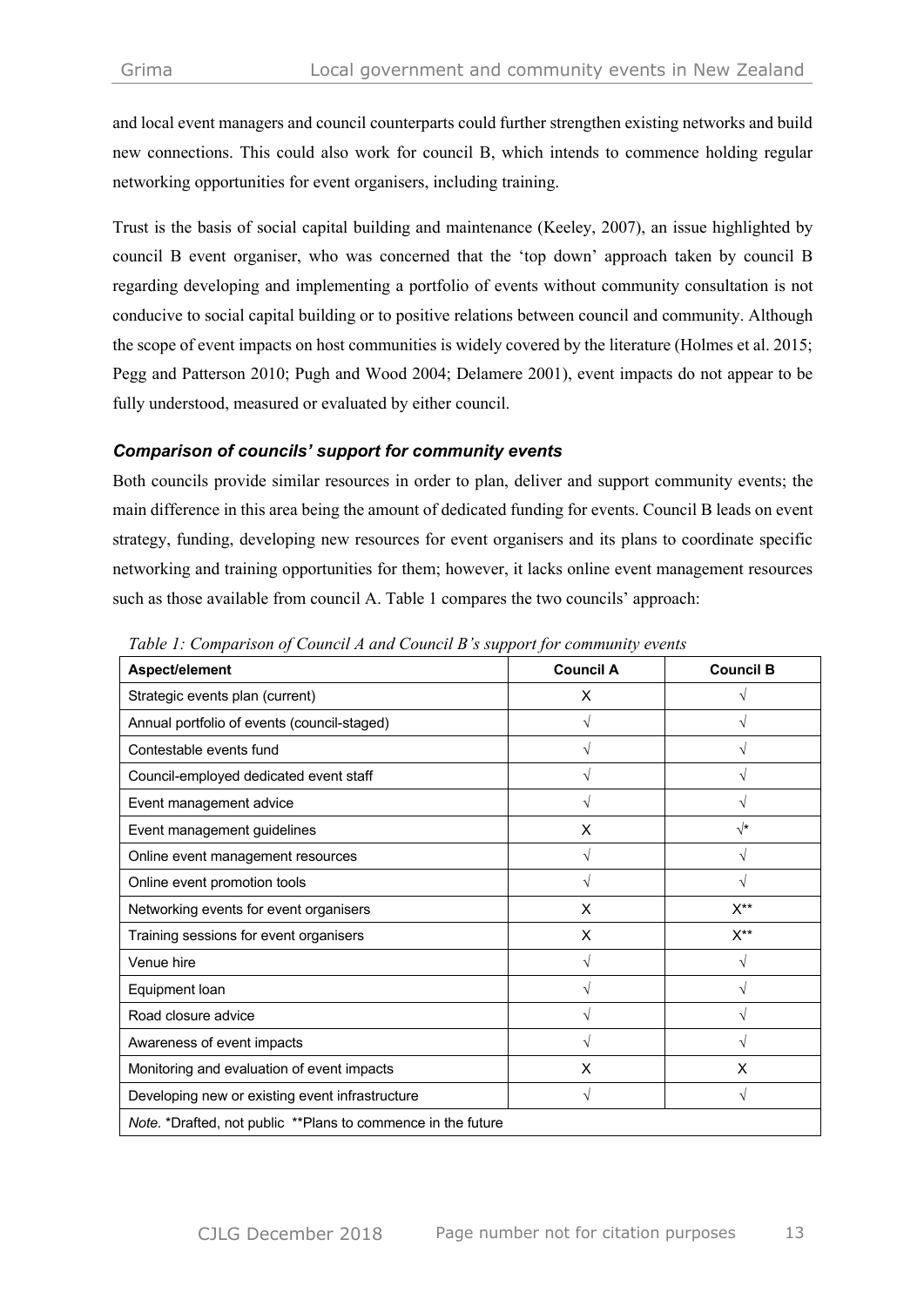and local event managers and council counterparts could further strengthen existing networks and build new connections. This could also work for council B, which intends to commence holding regular networking opportunities for event organisers, including training.

Trust is the basis of social capital building and maintenance (Keeley, 2007), an issue highlighted by council B event organiser, who was concerned that the 'top down' approach taken by council B regarding developing and implementing a portfolio of events without community consultation is not conducive to social capital building or to positive relations between council and community. Although the scope of event impacts on host communities is widely covered by the literature (Holmes et al. 2015; Pegg and Patterson 2010; Pugh and Wood 2004; Delamere 2001), event impacts do not appear to be fully understood, measured or evaluated by either council.

### *Comparison of councils' support for community events*

Both councils provide similar resources in order to plan, deliver and support community events; the main difference in this area being the amount of dedicated funding for events. Council B leads on event strategy, funding, developing new resources for event organisers and its plans to coordinate specific networking and training opportunities for them; however, it lacks online event management resources such as those available from council A. Table 1 compares the two councils' approach:

*Table 1: Comparison of Council A and Council B's support for community events*

| Aspect/element | Council A | Council B |
|---|---|---|
| Strategic events plan (current) | X | √ |
| Annual portfolio of events (council-staged) | √ | √ |
| Contestable events fund | √ | √ |
| Council-employed dedicated event staff | √ | √ |
| Event management advice | √ | √ |
| Event management guidelines | X | √* |
| Online event management resources | √ | √ |
| Online event promotion tools | √ | √ |
| Networking events for event organisers | X | X** |
| Training sessions for event organisers | X | X** |
| Venue hire | √ | √ |
| Equipment loan | √ | √ |
| Road closure advice | √ | √ |
| Awareness of event impacts | √ | √ |
| Monitoring and evaluation of event impacts | X | X |
| Developing new or existing event infrastructure | √ | √ |

*Note.* *Drafted, not public **Plans to commence in the future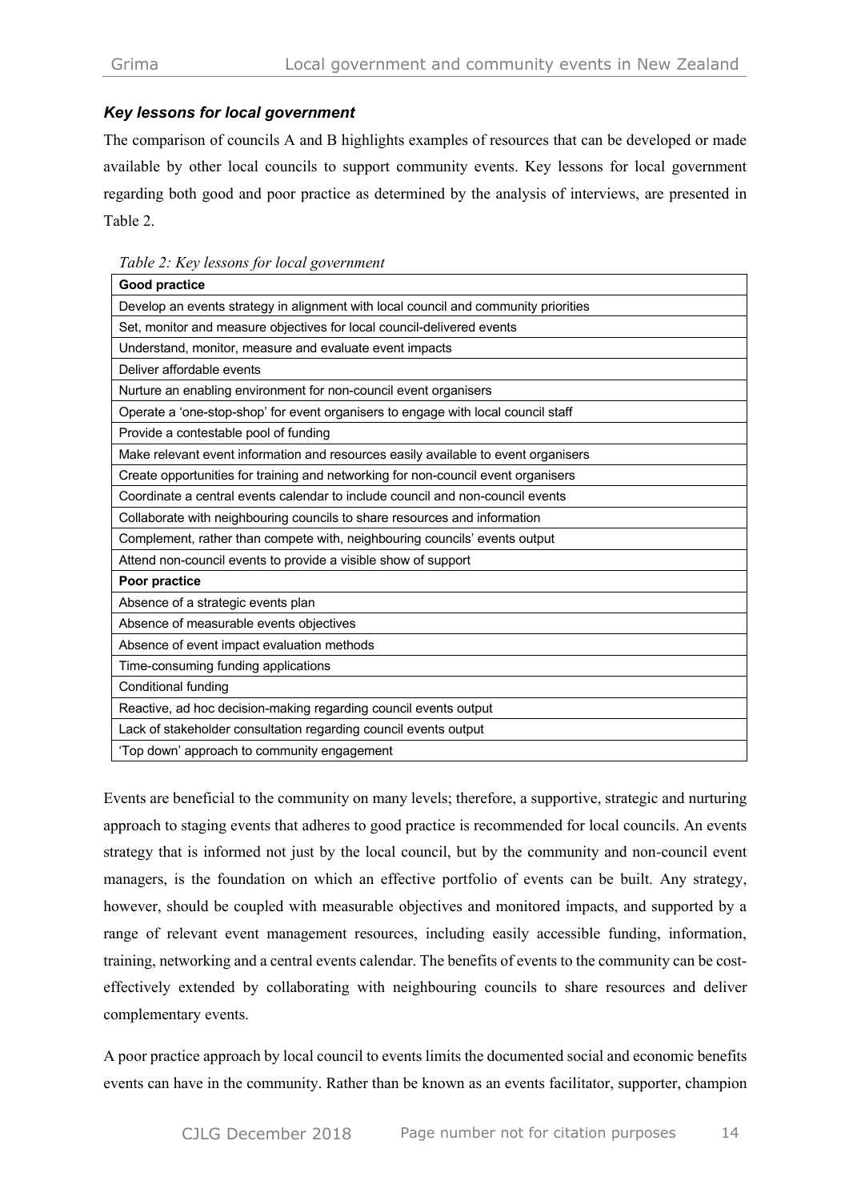### *Key lessons for local government*

The comparison of councils A and B highlights examples of resources that can be developed or made available by other local councils to support community events. Key lessons for local government regarding both good and poor practice as determined by the analysis of interviews, are presented in Table 2.

*Table 2: Key lessons for local government*

| |
|---|
| **Good practice** |
| Develop an events strategy in alignment with local council and community priorities |
| Set, monitor and measure objectives for local council-delivered events |
| Understand, monitor, measure and evaluate event impacts |
| Deliver affordable events |
| Nurture an enabling environment for non-council event organisers |
| Operate a 'one-stop-shop' for event organisers to engage with local council staff |
| Provide a contestable pool of funding |
| Make relevant event information and resources easily available to event organisers |
| Create opportunities for training and networking for non-council event organisers |
| Coordinate a central events calendar to include council and non-council events |
| Collaborate with neighbouring councils to share resources and information |
| Complement, rather than compete with, neighbouring councils' events output |
| Attend non-council events to provide a visible show of support |
| **Poor practice** |
| Absence of a strategic events plan |
| Absence of measurable events objectives |
| Absence of event impact evaluation methods |
| Time-consuming funding applications |
| Conditional funding |
| Reactive, ad hoc decision-making regarding council events output |
| Lack of stakeholder consultation regarding council events output |
| 'Top down' approach to community engagement |

Events are beneficial to the community on many levels; therefore, a supportive, strategic and nurturing approach to staging events that adheres to good practice is recommended for local councils. An events strategy that is informed not just by the local council, but by the community and non-council event managers, is the foundation on which an effective portfolio of events can be built. Any strategy, however, should be coupled with measurable objectives and monitored impacts, and supported by a range of relevant event management resources, including easily accessible funding, information, training, networking and a central events calendar. The benefits of events to the community can be cost-effectively extended by collaborating with neighbouring councils to share resources and deliver complementary events.

A poor practice approach by local council to events limits the documented social and economic benefits events can have in the community. Rather than be known as an events facilitator, supporter, champion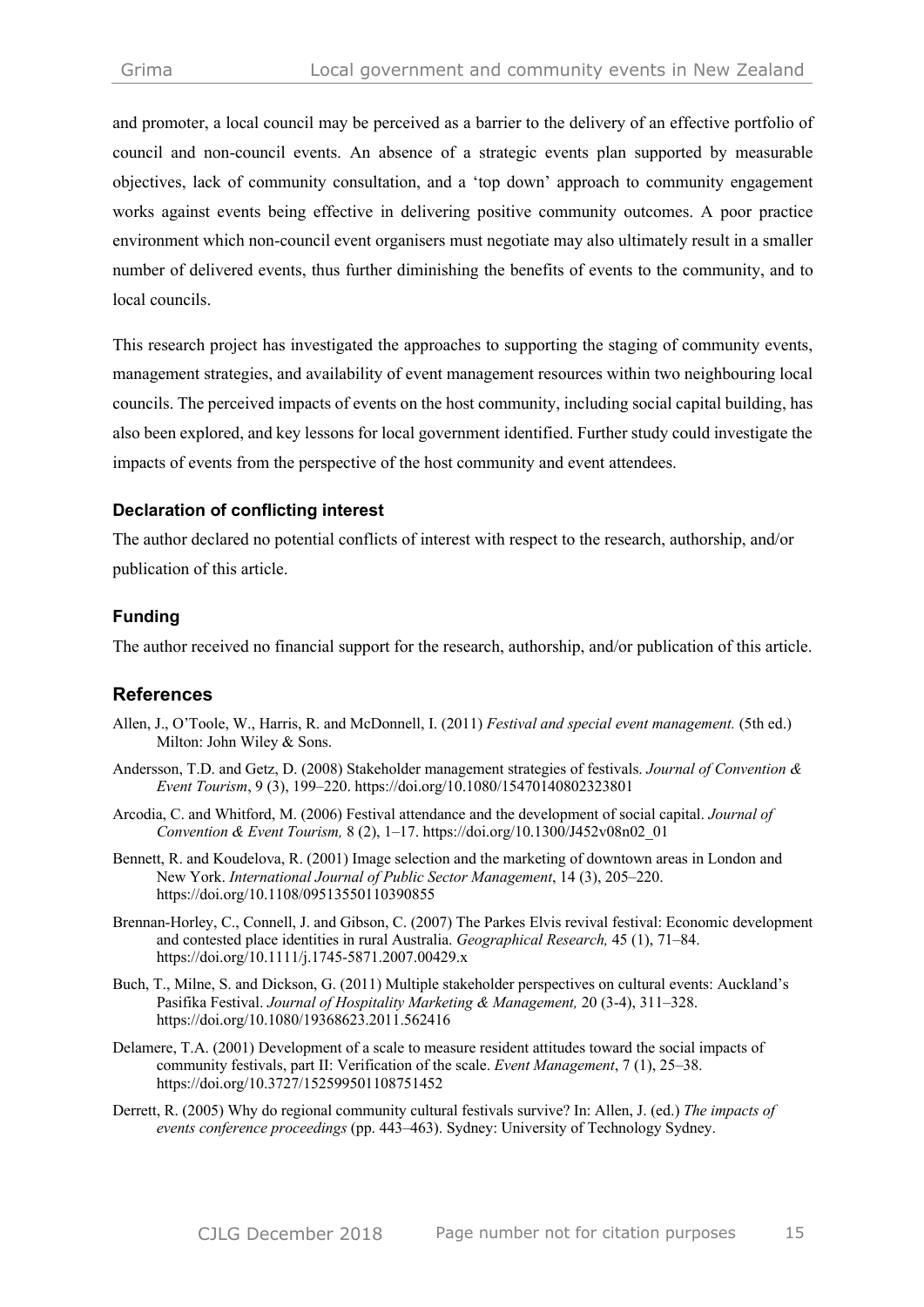and promoter, a local council may be perceived as a barrier to the delivery of an effective portfolio of council and non-council events. An absence of a strategic events plan supported by measurable objectives, lack of community consultation, and a 'top down' approach to community engagement works against events being effective in delivering positive community outcomes. A poor practice environment which non-council event organisers must negotiate may also ultimately result in a smaller number of delivered events, thus further diminishing the benefits of events to the community, and to local councils.

This research project has investigated the approaches to supporting the staging of community events, management strategies, and availability of event management resources within two neighbouring local councils. The perceived impacts of events on the host community, including social capital building, has also been explored, and key lessons for local government identified. Further study could investigate the impacts of events from the perspective of the host community and event attendees.

### Declaration of conflicting interest

The author declared no potential conflicts of interest with respect to the research, authorship, and/or publication of this article.

### Funding

The author received no financial support for the research, authorship, and/or publication of this article.

## References

Allen, J., O'Toole, W., Harris, R. and McDonnell, I. (2011) *Festival and special event management.* (5th ed.) Milton: John Wiley & Sons.

Andersson, T.D. and Getz, D. (2008) Stakeholder management strategies of festivals. *Journal of Convention & Event Tourism*, 9 (3), 199–220. https://doi.org/10.1080/15470140802323801

Arcodia, C. and Whitford, M. (2006) Festival attendance and the development of social capital. *Journal of Convention & Event Tourism,* 8 (2), 1–17. https://doi.org/10.1300/J452v08n02_01

Bennett, R. and Koudelova, R. (2001) Image selection and the marketing of downtown areas in London and New York. *International Journal of Public Sector Management*, 14 (3), 205–220. https://doi.org/10.1108/09513550110390855

Brennan-Horley, C., Connell, J. and Gibson, C. (2007) The Parkes Elvis revival festival: Economic development and contested place identities in rural Australia. *Geographical Research,* 45 (1), 71–84. https://doi.org/10.1111/j.1745-5871.2007.00429.x

Buch, T., Milne, S. and Dickson, G. (2011) Multiple stakeholder perspectives on cultural events: Auckland's Pasifika Festival. *Journal of Hospitality Marketing & Management,* 20 (3-4), 311–328. https://doi.org/10.1080/19368623.2011.562416

Delamere, T.A. (2001) Development of a scale to measure resident attitudes toward the social impacts of community festivals, part II: Verification of the scale. *Event Management*, 7 (1), 25–38. https://doi.org/10.3727/152599501108751452

Derrett, R. (2005) Why do regional community cultural festivals survive? In: Allen, J. (ed.) *The impacts of events conference proceedings* (pp. 443–463). Sydney: University of Technology Sydney.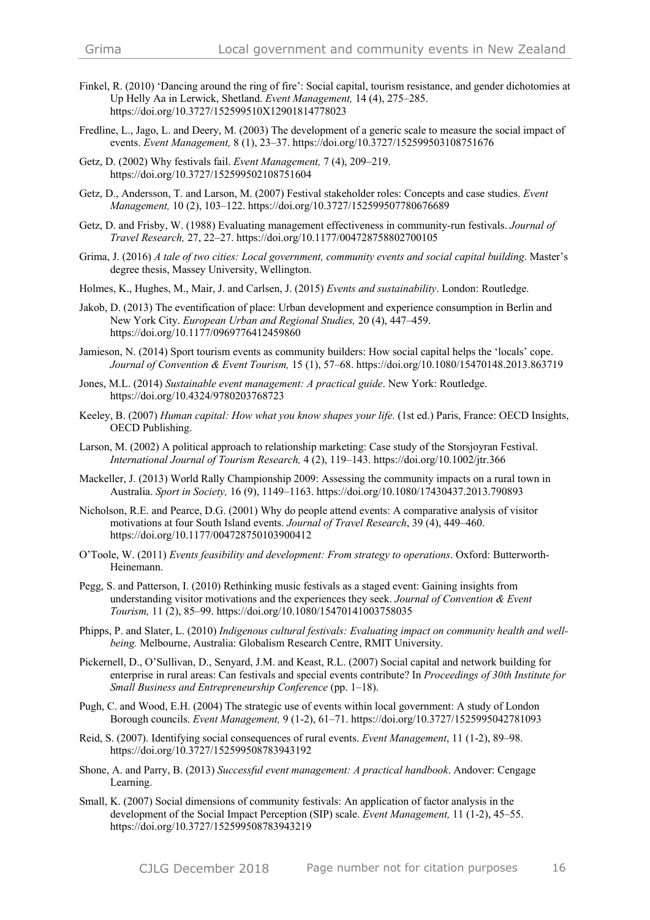Finkel, R. (2010) 'Dancing around the ring of fire': Social capital, tourism resistance, and gender dichotomies at Up Helly Aa in Lerwick, Shetland. *Event Management,* 14 (4), 275–285. https://doi.org/10.3727/152599510X12901814778023

Fredline, L., Jago, L. and Deery, M. (2003) The development of a generic scale to measure the social impact of events. *Event Management,* 8 (1), 23–37. https://doi.org/10.3727/152599503108751676

Getz, D. (2002) Why festivals fail. *Event Management,* 7 (4), 209–219. https://doi.org/10.3727/152599502108751604

Getz, D., Andersson, T. and Larson, M. (2007) Festival stakeholder roles: Concepts and case studies. *Event Management,* 10 (2), 103–122. https://doi.org/10.3727/152599507780676689

Getz, D. and Frisby, W. (1988) Evaluating management effectiveness in community-run festivals. *Journal of Travel Research,* 27, 22–27. https://doi.org/10.1177/004728758802700105

Grima, J. (2016) *A tale of two cities: Local government, community events and social capital building*. Master's degree thesis, Massey University, Wellington.

Holmes, K., Hughes, M., Mair, J. and Carlsen, J. (2015) *Events and sustainability*. London: Routledge.

Jakob, D. (2013) The eventification of place: Urban development and experience consumption in Berlin and New York City. *European Urban and Regional Studies,* 20 (4), 447–459. https://doi.org/10.1177/0969776412459860

Jamieson, N. (2014) Sport tourism events as community builders: How social capital helps the 'locals' cope. *Journal of Convention & Event Tourism,* 15 (1), 57–68. https://doi.org/10.1080/15470148.2013.863719

Jones, M.L. (2014) *Sustainable event management: A practical guide*. New York: Routledge. https://doi.org/10.4324/9780203768723

Keeley, B. (2007) *Human capital: How what you know shapes your life.* (1st ed.) Paris, France: OECD Insights, OECD Publishing.

Larson, M. (2002) A political approach to relationship marketing: Case study of the Storsjoyran Festival. *International Journal of Tourism Research,* 4 (2), 119–143. https://doi.org/10.1002/jtr.366

Mackeller, J. (2013) World Rally Championship 2009: Assessing the community impacts on a rural town in Australia. *Sport in Society,* 16 (9), 1149–1163. https://doi.org/10.1080/17430437.2013.790893

Nicholson, R.E. and Pearce, D.G. (2001) Why do people attend events: A comparative analysis of visitor motivations at four South Island events. *Journal of Travel Research*, 39 (4), 449–460. https://doi.org/10.1177/004728750103900412

O'Toole, W. (2011) *Events feasibility and development: From strategy to operations*. Oxford: Butterworth-Heinemann.

Pegg, S. and Patterson, I. (2010) Rethinking music festivals as a staged event: Gaining insights from understanding visitor motivations and the experiences they seek. *Journal of Convention & Event Tourism,* 11 (2), 85–99. https://doi.org/10.1080/15470141003758035

Phipps, P. and Slater, L. (2010) *Indigenous cultural festivals: Evaluating impact on community health and well-being.* Melbourne, Australia: Globalism Research Centre, RMIT University.

Pickernell, D., O'Sullivan, D., Senyard, J.M. and Keast, R.L. (2007) Social capital and network building for enterprise in rural areas: Can festivals and special events contribute? In *Proceedings of 30th Institute for Small Business and Entrepreneurship Conference* (pp. 1–18).

Pugh, C. and Wood, E.H. (2004) The strategic use of events within local government: A study of London Borough councils. *Event Management,* 9 (1-2), 61–71. https://doi.org/10.3727/1525995042781093

Reid, S. (2007). Identifying social consequences of rural events. *Event Management*, 11 (1-2), 89–98. https://doi.org/10.3727/152599508783943192

Shone, A. and Parry, B. (2013) *Successful event management: A practical handbook*. Andover: Cengage Learning.

Small, K. (2007) Social dimensions of community festivals: An application of factor analysis in the development of the Social Impact Perception (SIP) scale. *Event Management,* 11 (1-2), 45–55. https://doi.org/10.3727/152599508783943219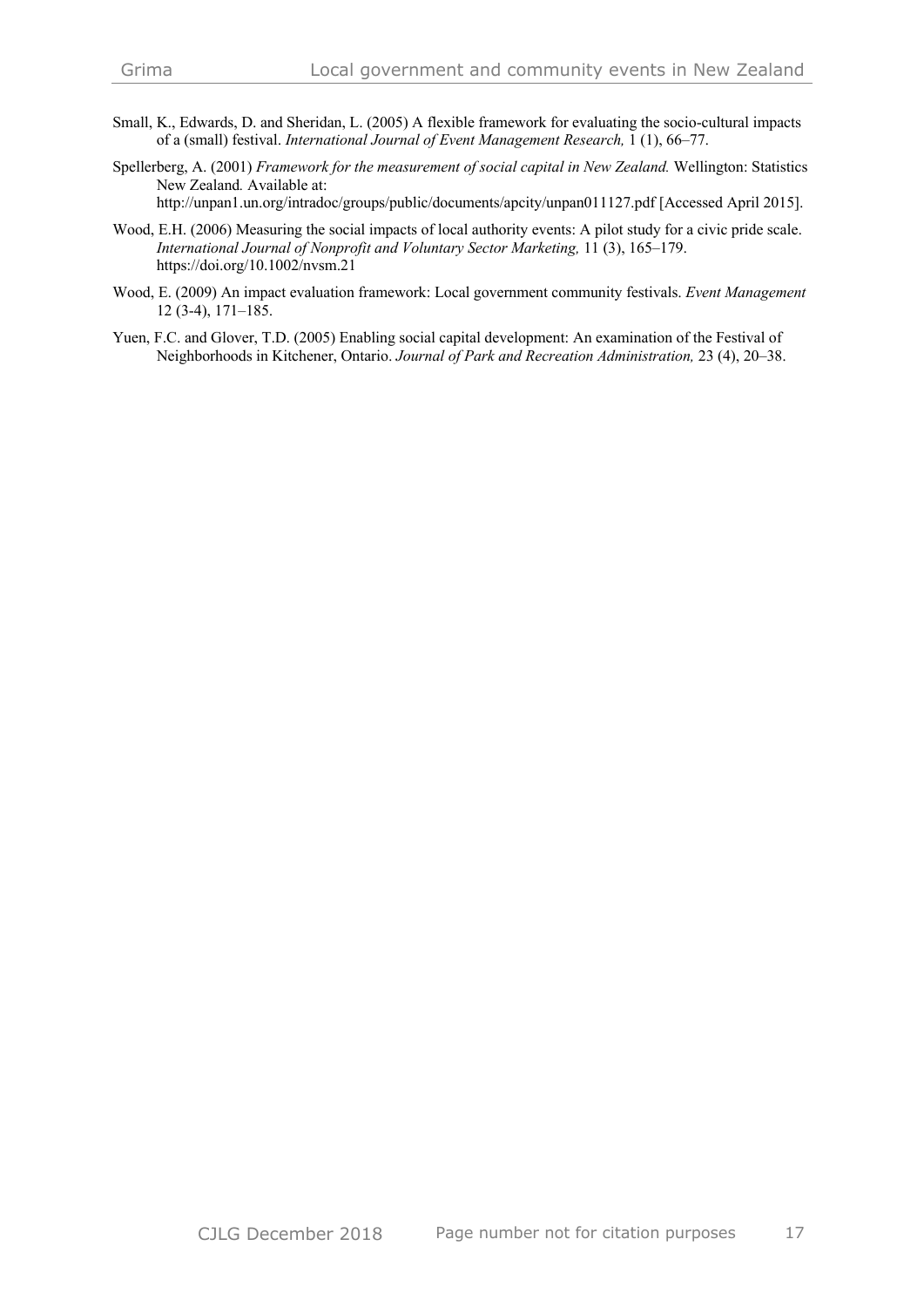Small, K., Edwards, D. and Sheridan, L. (2005) A flexible framework for evaluating the socio-cultural impacts of a (small) festival. *International Journal of Event Management Research,* 1 (1), 66–77.

Spellerberg, A. (2001) *Framework for the measurement of social capital in New Zealand.* Wellington: Statistics New Zealand*.* Available at: http://unpan1.un.org/intradoc/groups/public/documents/apcity/unpan011127.pdf [Accessed April 2015].

Wood, E.H. (2006) Measuring the social impacts of local authority events: A pilot study for a civic pride scale. *International Journal of Nonprofit and Voluntary Sector Marketing,* 11 (3), 165–179. https://doi.org/10.1002/nvsm.21

Wood, E. (2009) An impact evaluation framework: Local government community festivals. *Event Management* 12 (3-4), 171–185.

Yuen, F.C. and Glover, T.D. (2005) Enabling social capital development: An examination of the Festival of Neighborhoods in Kitchener, Ontario. *Journal of Park and Recreation Administration,* 23 (4), 20–38.